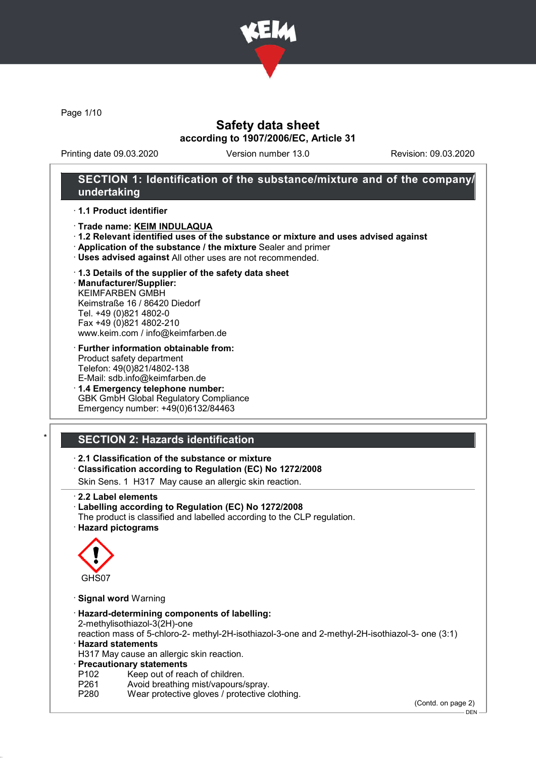# Safety data sheet

**according to 1907/2006/EC, Article 31**

Printing date 09.03.2020 | Version number 13.0 | Revision: 09.03.2020

## SECTION 1: Identification of the substance/mixture and of the company/undertaking

· **1.1 Product identifier**

· **Trade name: KEIM INDULAQUA**

· **1.2 Relevant identified uses of the substance or mixture and uses advised against**

· **Application of the substance / the mixture** Sealer and primer

· **Uses advised against** All other uses are not recommended.

· **1.3 Details of the supplier of the safety data sheet**

· **Manufacturer/Supplier:**
KEIMFARBEN GMBH
Keimstraße 16 / 86420 Diedorf
Tel. +49 (0)821 4802-0
Fax +49 (0)821 4802-210
www.keim.com / info@keimfarben.de

· **Further information obtainable from:**
Product safety department
Telefon: 49(0)821/4802-138
E-Mail: sdb.info@keimfarben.de

· **1.4 Emergency telephone number:**
GBK GmbH Global Regulatory Compliance
Emergency number: +49(0)6132/84463

## SECTION 2: Hazards identification

· **2.1 Classification of the substance or mixture**

· **Classification according to Regulation (EC) No 1272/2008**

Skin Sens. 1 H317 May cause an allergic skin reaction.

· **2.2 Label elements**

· **Labelling according to Regulation (EC) No 1272/2008**

The product is classified and labelled according to the CLP regulation.

· **Hazard pictograms**

GHS07

· **Signal word** Warning

· **Hazard-determining components of labelling:**
2-methylisothiazol-3(2H)-one
reaction mass of 5-chloro-2- methyl-2H-isothiazol-3-one and 2-methyl-2H-isothiazol-3- one (3:1)

· **Hazard statements**
H317 May cause an allergic skin reaction.

· **Precautionary statements**

| | |
|---|---|
| P102 | Keep out of reach of children. |
| P261 | Avoid breathing mist/vapours/spray. |
| P280 | Wear protective gloves / protective clothing. |

(Contd. on page 2)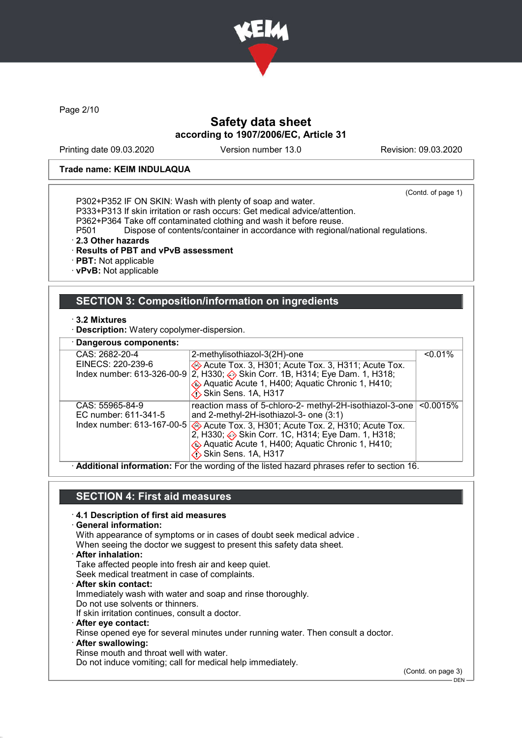Trade name: KEIM INDULAQUA

(Contd. of page 1)

P302+P352 IF ON SKIN: Wash with plenty of soap and water.
P333+P313 If skin irritation or rash occurs: Get medical advice/attention.
P362+P364 Take off contaminated clothing and wash it before reuse.
P501 Dispose of contents/container in accordance with regional/national regulations.

· **2.3 Other hazards**
· **Results of PBT and vPvB assessment**
· **PBT:** Not applicable
· **vPvB:** Not applicable

## SECTION 3: Composition/information on ingredients

· **3.2 Mixtures**
· **Description:** Watery copolymer-dispersion.

| · **Dangerous components:** | | |
|---|---|---|
| CAS: 2682-20-4<br>EINECS: 220-239-6<br>Index number: 613-326-00-9 | 2-methylisothiazol-3(2H)-one<br>Acute Tox. 3, H301; Acute Tox. 3, H311; Acute Tox. 2, H330; Skin Corr. 1B, H314; Eye Dam. 1, H318; Aquatic Acute 1, H400; Aquatic Chronic 1, H410; Skin Sens. 1A, H317 | <0.01% |
| CAS: 55965-84-9<br>EC number: 611-341-5<br>Index number: 613-167-00-5 | reaction mass of 5-chloro-2- methyl-2H-isothiazol-3-one and 2-methyl-2H-isothiazol-3- one (3:1)<br>Acute Tox. 3, H301; Acute Tox. 2, H310; Acute Tox. 2, H330; Skin Corr. 1C, H314; Eye Dam. 1, H318; Aquatic Acute 1, H400; Aquatic Chronic 1, H410; Skin Sens. 1A, H317 | <0.0015% |

· **Additional information:** For the wording of the listed hazard phrases refer to section 16.

## SECTION 4: First aid measures

· **4.1 Description of first aid measures**
· **General information:**
With appearance of symptoms or in cases of doubt seek medical advice .
When seeing the doctor we suggest to present this safety data sheet.
· **After inhalation:**
Take affected people into fresh air and keep quiet.
Seek medical treatment in case of complaints.
· **After skin contact:**
Immediately wash with water and soap and rinse thoroughly.
Do not use solvents or thinners.
If skin irritation continues, consult a doctor.
· **After eye contact:**
Rinse opened eye for several minutes under running water. Then consult a doctor.
· **After swallowing:**
Rinse mouth and throat well with water.
Do not induce vomiting; call for medical help immediately.

(Contd. on page 3)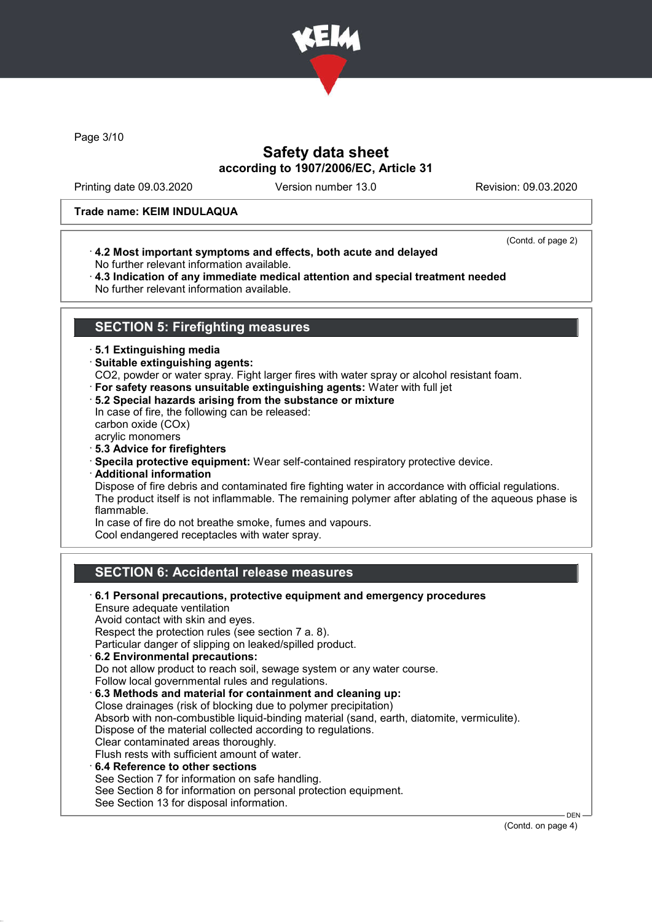Trade name: KEIM INDULAQUA

(Contd. of page 2)

· **4.2 Most important symptoms and effects, both acute and delayed**
No further relevant information available.
· **4.3 Indication of any immediate medical attention and special treatment needed**
No further relevant information available.

## SECTION 5: Firefighting measures

· **5.1 Extinguishing media**
· **Suitable extinguishing agents:**
CO2, powder or water spray. Fight larger fires with water spray or alcohol resistant foam.
· **For safety reasons unsuitable extinguishing agents:** Water with full jet
· **5.2 Special hazards arising from the substance or mixture**
In case of fire, the following can be released:
carbon oxide (COx)
acrylic monomers
· **5.3 Advice for firefighters**
· **Specila protective equipment:** Wear self-contained respiratory protective device.
· **Additional information**
Dispose of fire debris and contaminated fire fighting water in accordance with official regulations.
The product itself is not inflammable. The remaining polymer after ablating of the aqueous phase is flammable.
In case of fire do not breathe smoke, fumes and vapours.
Cool endangered receptacles with water spray.

## SECTION 6: Accidental release measures

· **6.1 Personal precautions, protective equipment and emergency procedures**
Ensure adequate ventilation
Avoid contact with skin and eyes.
Respect the protection rules (see section 7 a. 8).
Particular danger of slipping on leaked/spilled product.
· **6.2 Environmental precautions:**
Do not allow product to reach soil, sewage system or any water course.
Follow local governmental rules and regulations.
· **6.3 Methods and material for containment and cleaning up:**
Close drainages (risk of blocking due to polymer precipitation)
Absorb with non-combustible liquid-binding material (sand, earth, diatomite, vermiculite).
Dispose of the material collected according to regulations.
Clear contaminated areas thoroughly.
Flush rests with sufficient amount of water.
· **6.4 Reference to other sections**
See Section 7 for information on safe handling.
See Section 8 for information on personal protection equipment.
See Section 13 for disposal information.

(Contd. on page 4)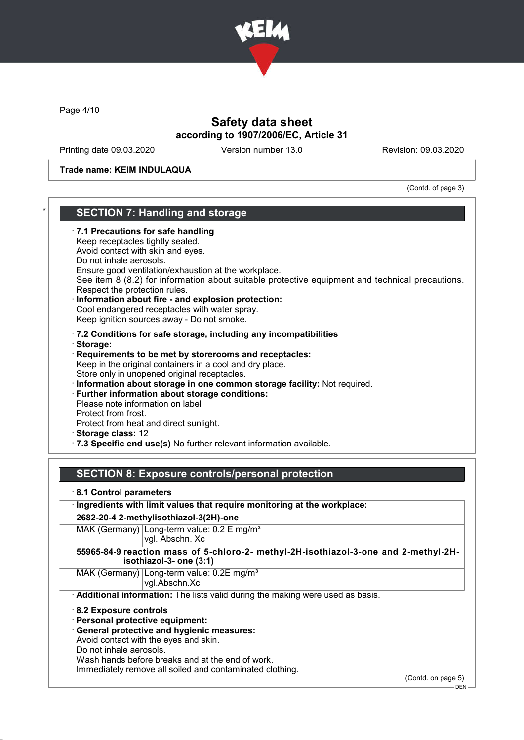Trade name: KEIM INDULAQUA

(Contd. of page 3)

## SECTION 7: Handling and storage

· **7.1 Precautions for safe handling**
Keep receptacles tightly sealed.
Avoid contact with skin and eyes.
Do not inhale aerosols.
Ensure good ventilation/exhaustion at the workplace.
See item 8 (8.2) for information about suitable protective equipment and technical precautions.
Respect the protection rules.
· **Information about fire - and explosion protection:**
Cool endangered receptacles with water spray.
Keep ignition sources away - Do not smoke.

· **7.2 Conditions for safe storage, including any incompatibilities**
· **Storage:**
· **Requirements to be met by storerooms and receptacles:**
Keep in the original containers in a cool and dry place.
Store only in unopened original receptacles.
· **Information about storage in one common storage facility:** Not required.
· **Further information about storage conditions:**
Please note information on label
Protect from frost.
Protect from heat and direct sunlight.
· **Storage class:** 12
· **7.3 Specific end use(s)** No further relevant information available.

## SECTION 8: Exposure controls/personal protection

· **8.1 Control parameters**

| · **Ingredients with limit values that require monitoring at the workplace:** | |
|---|---|
| **2682-20-4 2-methylisothiazol-3(2H)-one** | |
| MAK (Germany) | Long-term value: 0.2 E mg/m³<br>vgl. Abschn. Xc |
| **55965-84-9 reaction mass of 5-chloro-2- methyl-2H-isothiazol-3-one and 2-methyl-2H-isothiazol-3- one (3:1)** | |
| MAK (Germany) | Long-term value: 0.2E mg/m³<br>vgl.Abschn.Xc |

· **Additional information:** The lists valid during the making were used as basis.

· **8.2 Exposure controls**
· **Personal protective equipment:**
· **General protective and hygienic measures:**
Avoid contact with the eyes and skin.
Do not inhale aerosols.
Wash hands before breaks and at the end of work.
Immediately remove all soiled and contaminated clothing.

(Contd. on page 5)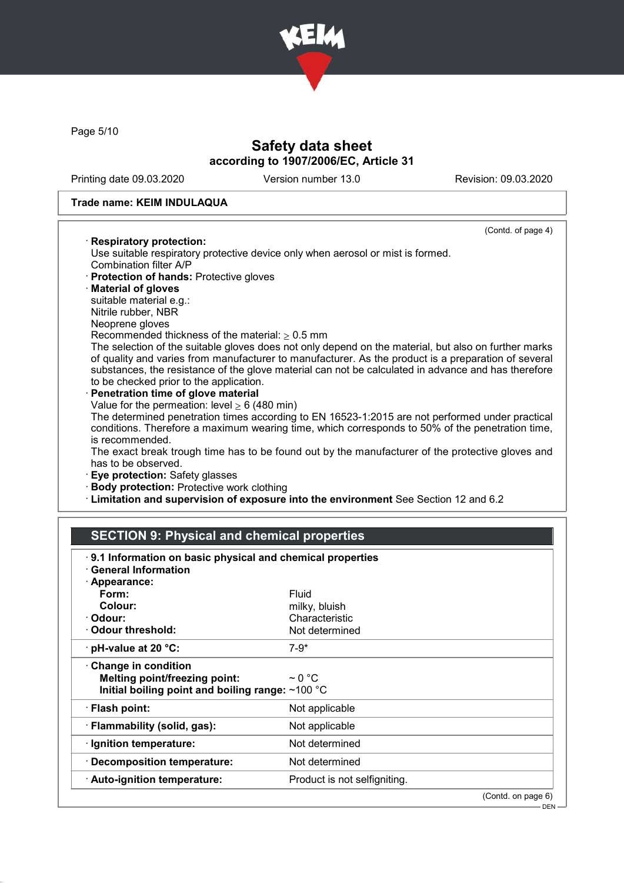Trade name: KEIM INDULAQUA

(Contd. of page 4)

· **Respiratory protection:**
Use suitable respiratory protective device only when aerosol or mist is formed.
Combination filter A/P
· **Protection of hands:** Protective gloves
· **Material of gloves**
suitable material e.g.:
Nitrile rubber, NBR
Neoprene gloves
Recommended thickness of the material: ≥ 0.5 mm
The selection of the suitable gloves does not only depend on the material, but also on further marks of quality and varies from manufacturer to manufacturer. As the product is a preparation of several substances, the resistance of the glove material can not be calculated in advance and has therefore to be checked prior to the application.
· **Penetration time of glove material**
Value for the permeation: level ≥ 6 (480 min)
The determined penetration times according to EN 16523-1:2015 are not performed under practical conditions. Therefore a maximum wearing time, which corresponds to 50% of the penetration time, is recommended.
The exact break trough time has to be found out by the manufacturer of the protective gloves and has to be observed.
· **Eye protection:** Safety glasses
· **Body protection:** Protective work clothing
· **Limitation and supervision of exposure into the environment** See Section 12 and 6.2

## SECTION 9: Physical and chemical properties

· **9.1 Information on basic physical and chemical properties**
· **General Information**

| | |
|---|---|
| · **Appearance:** | |
| **Form:** | Fluid |
| **Colour:** | milky, bluish |
| · **Odour:** | Characteristic |
| · **Odour threshold:** | Not determined |
| · **pH-value at 20 °C:** | 7-9* |
| · **Change in condition** | |
| **Melting point/freezing point:** | ~ 0 °C |
| **Initial boiling point and boiling range:** | ~100 °C |
| · **Flash point:** | Not applicable |
| · **Flammability (solid, gas):** | Not applicable |
| · **Ignition temperature:** | Not determined |
| · **Decomposition temperature:** | Not determined |
| · **Auto-ignition temperature:** | Product is not selfigniting. |

(Contd. on page 6)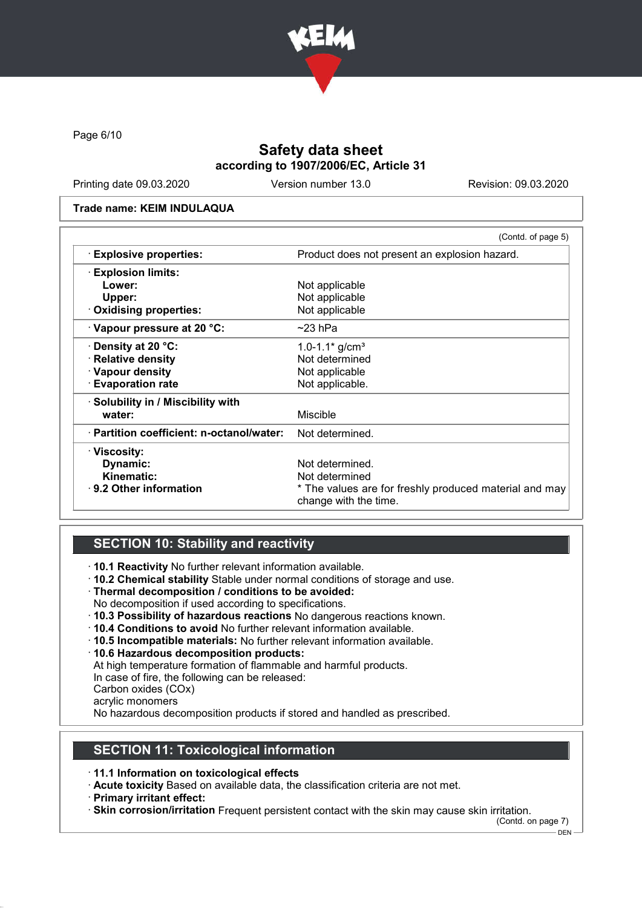Safety data sheet
according to 1907/2006/EC, Article 31

Printing date 09.03.2020 | Version number 13.0 | Revision: 09.03.2020

**Trade name: KEIM INDULAQUA**

(Contd. of page 5)

| | |
|---|---|
| · **Explosive properties:** | Product does not present an explosion hazard. |
| · **Explosion limits:** | |
| **Lower:** | Not applicable |
| **Upper:** | Not applicable |
| · **Oxidising properties:** | Not applicable |
| · **Vapour pressure at 20 °C:** | ~23 hPa |
| · **Density at 20 °C:** | 1.0-1.1* g/cm³ |
| · **Relative density** | Not determined |
| · **Vapour density** | Not applicable |
| · **Evaporation rate** | Not applicable. |
| · **Solubility in / Miscibility with** | |
| **water:** | Miscible |
| · **Partition coefficient: n-octanol/water:** | Not determined. |
| · **Viscosity:** | |
| **Dynamic:** | Not determined. |
| **Kinematic:** | Not determined |
| · **9.2 Other information** | * The values are for freshly produced material and may change with the time. |

## SECTION 10: Stability and reactivity

· **10.1 Reactivity** No further relevant information available.
· **10.2 Chemical stability** Stable under normal conditions of storage and use.
· **Thermal decomposition / conditions to be avoided:**
No decomposition if used according to specifications.
· **10.3 Possibility of hazardous reactions** No dangerous reactions known.
· **10.4 Conditions to avoid** No further relevant information available.
· **10.5 Incompatible materials:** No further relevant information available.
· **10.6 Hazardous decomposition products:**
At high temperature formation of flammable and harmful products.
In case of fire, the following can be released:
Carbon oxides (COx)
acrylic monomers
No hazardous decomposition products if stored and handled as prescribed.

## SECTION 11: Toxicological information

· **11.1 Information on toxicological effects**
· **Acute toxicity** Based on available data, the classification criteria are not met.
· **Primary irritant effect:**
· **Skin corrosion/irritation** Frequent persistent contact with the skin may cause skin irritation.

(Contd. on page 7)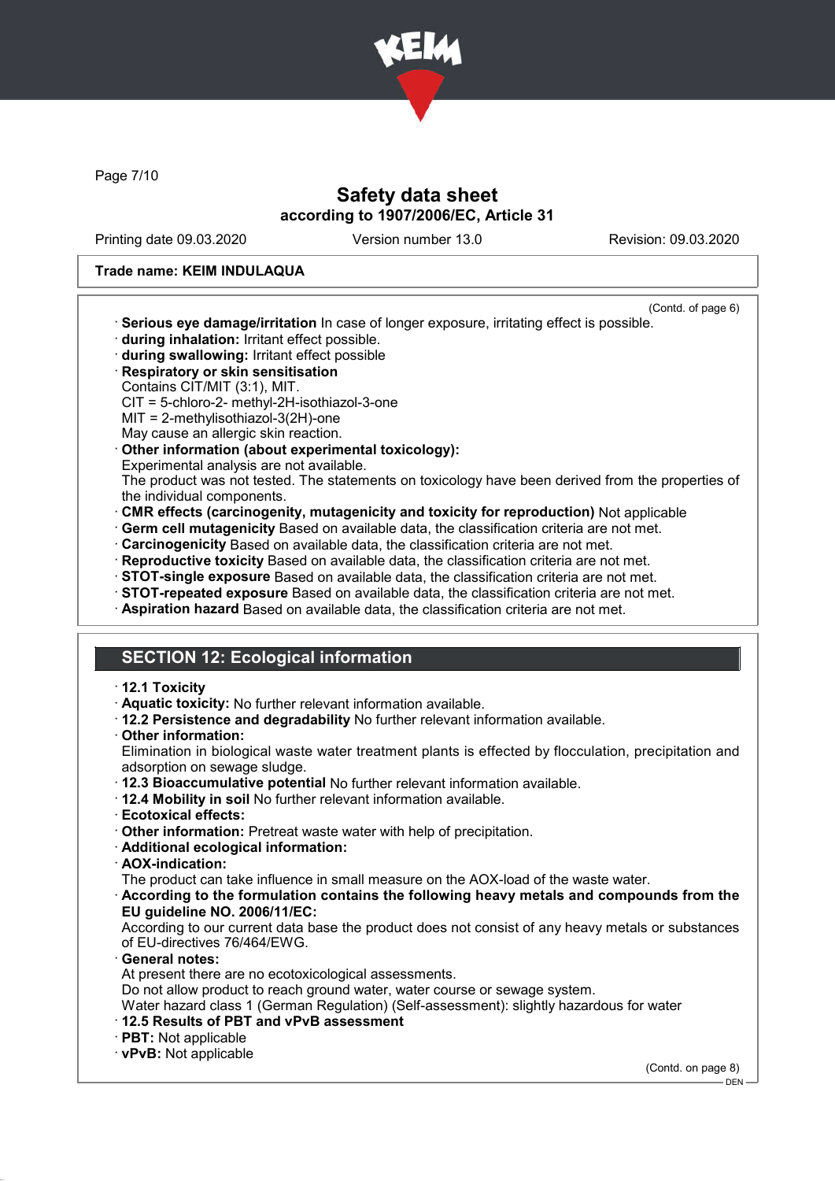Trade name: KEIM INDULAQUA

(Contd. of page 6)

· **Serious eye damage/irritation** In case of longer exposure, irritating effect is possible.
· **during inhalation:** Irritant effect possible.
· **during swallowing:** Irritant effect possible
· **Respiratory or skin sensitisation**
Contains CIT/MIT (3:1), MIT.
CIT = 5-chloro-2- methyl-2H-isothiazol-3-one
MIT = 2-methylisothiazol-3(2H)-one
May cause an allergic skin reaction.
· **Other information (about experimental toxicology):**
Experimental analysis are not available.
The product was not tested. The statements on toxicology have been derived from the properties of the individual components.
· **CMR effects (carcinogenity, mutagenicity and toxicity for reproduction)** Not applicable
· **Germ cell mutagenicity** Based on available data, the classification criteria are not met.
· **Carcinogenicity** Based on available data, the classification criteria are not met.
· **Reproductive toxicity** Based on available data, the classification criteria are not met.
· **STOT-single exposure** Based on available data, the classification criteria are not met.
· **STOT-repeated exposure** Based on available data, the classification criteria are not met.
· **Aspiration hazard** Based on available data, the classification criteria are not met.

## SECTION 12: Ecological information

· **12.1 Toxicity**
· **Aquatic toxicity:** No further relevant information available.
· **12.2 Persistence and degradability** No further relevant information available.
· **Other information:**
Elimination in biological waste water treatment plants is effected by flocculation, precipitation and adsorption on sewage sludge.
· **12.3 Bioaccumulative potential** No further relevant information available.
· **12.4 Mobility in soil** No further relevant information available.
· **Ecotoxical effects:**
· **Other information:** Pretreat waste water with help of precipitation.
· **Additional ecological information:**
· **AOX-indication:**
The product can take influence in small measure on the AOX-load of the waste water.
· **According to the formulation contains the following heavy metals and compounds from the EU guideline NO. 2006/11/EC:**
According to our current data base the product does not consist of any heavy metals or substances of EU-directives 76/464/EWG.
· **General notes:**
At present there are no ecotoxicological assessments.
Do not allow product to reach ground water, water course or sewage system.
Water hazard class 1 (German Regulation) (Self-assessment): slightly hazardous for water
· **12.5 Results of PBT and vPvB assessment**
· **PBT:** Not applicable
· **vPvB:** Not applicable

(Contd. on page 8)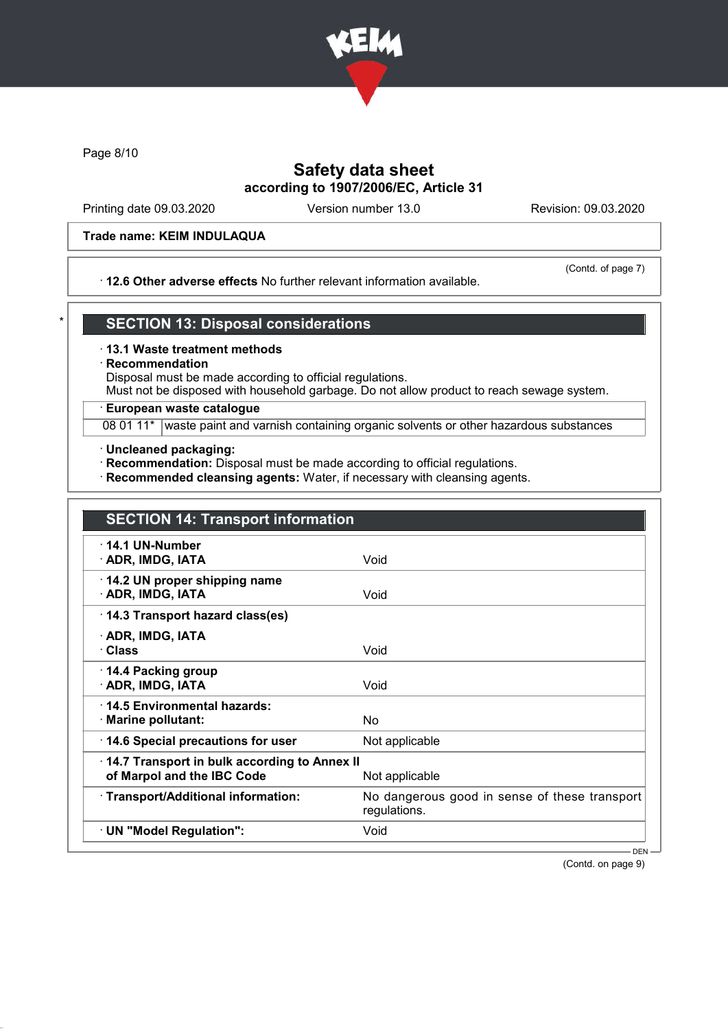Safety data sheet
according to 1907/2006/EC, Article 31

Printing date 09.03.2020 | Version number 13.0 | Revision: 09.03.2020

**Trade name: KEIM INDULAQUA**

(Contd. of page 7)

· **12.6 Other adverse effects** No further relevant information available.

## SECTION 13: Disposal considerations

· **13.1 Waste treatment methods**
· **Recommendation**
Disposal must be made according to official regulations.
Must not be disposed with household garbage. Do not allow product to reach sewage system.

| · **European waste catalogue** | |
|---|---|
| 08 01 11* | waste paint and varnish containing organic solvents or other hazardous substances |

· **Uncleaned packaging:**
· **Recommendation:** Disposal must be made according to official regulations.
· **Recommended cleansing agents:** Water, if necessary with cleansing agents.

## SECTION 14: Transport information

| | |
|---|---|
| · **14.1 UN-Number**<br>· **ADR, IMDG, IATA** | Void |
| · **14.2 UN proper shipping name**<br>· **ADR, IMDG, IATA** | Void |
| · **14.3 Transport hazard class(es)**<br>· **ADR, IMDG, IATA**<br>· **Class** | Void |
| · **14.4 Packing group**<br>· **ADR, IMDG, IATA** | Void |
| · **14.5 Environmental hazards:**<br>· **Marine pollutant:** | No |
| · **14.6 Special precautions for user** | Not applicable |
| · **14.7 Transport in bulk according to Annex II of Marpol and the IBC Code** | Not applicable |
| · **Transport/Additional information:** | No dangerous good in sense of these transport regulations. |
| · **UN "Model Regulation":** | Void |

(Contd. on page 9)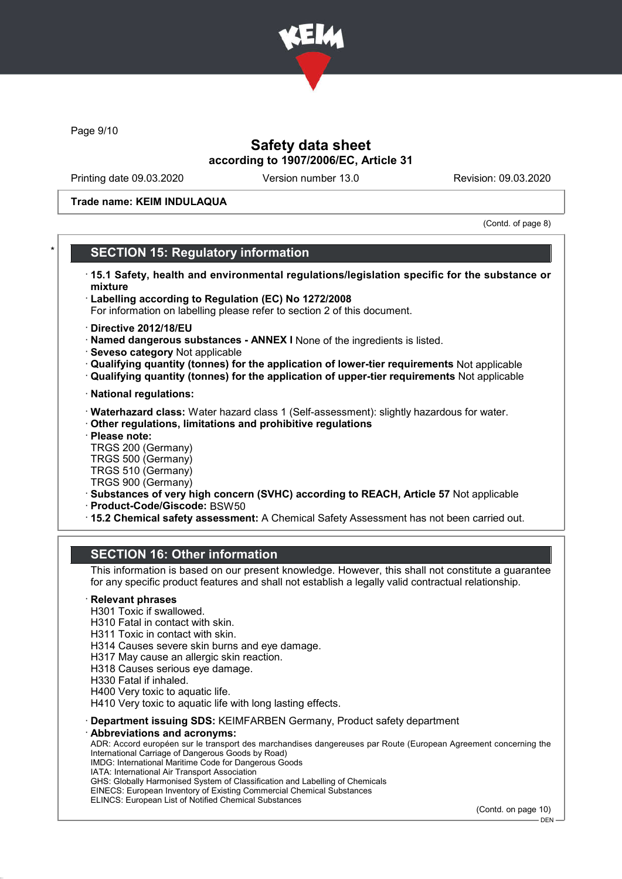**Trade name: KEIM INDULAQUA**

(Contd. of page 8)

## SECTION 15: Regulatory information

- **15.1 Safety, health and environmental regulations/legislation specific for the substance or mixture**
- **Labelling according to Regulation (EC) No 1272/2008**
  For information on labelling please refer to section 2 of this document.
- **Directive 2012/18/EU**
- **Named dangerous substances - ANNEX I** None of the ingredients is listed.
- **Seveso category** Not applicable
- **Qualifying quantity (tonnes) for the application of lower-tier requirements** Not applicable
- **Qualifying quantity (tonnes) for the application of upper-tier requirements** Not applicable
- **National regulations:**
- **Waterhazard class:** Water hazard class 1 (Self-assessment): slightly hazardous for water.
- **Other regulations, limitations and prohibitive regulations**
- **Please note:**
  TRGS 200 (Germany)
  TRGS 500 (Germany)
  TRGS 510 (Germany)
  TRGS 900 (Germany)
- **Substances of very high concern (SVHC) according to REACH, Article 57** Not applicable
- **Product-Code/Giscode:** BSW50
- **15.2 Chemical safety assessment:** A Chemical Safety Assessment has not been carried out.

## SECTION 16: Other information

This information is based on our present knowledge. However, this shall not constitute a guarantee for any specific product features and shall not establish a legally valid contractual relationship.

- **Relevant phrases**
  H301 Toxic if swallowed.
  H310 Fatal in contact with skin.
  H311 Toxic in contact with skin.
  H314 Causes severe skin burns and eye damage.
  H317 May cause an allergic skin reaction.
  H318 Causes serious eye damage.
  H330 Fatal if inhaled.
  H400 Very toxic to aquatic life.
  H410 Very toxic to aquatic life with long lasting effects.
- **Department issuing SDS:** KEIMFARBEN Germany, Product safety department
- **Abbreviations and acronyms:**
  ADR: Accord européen sur le transport des marchandises dangereuses par Route (European Agreement concerning the International Carriage of Dangerous Goods by Road)
  IMDG: International Maritime Code for Dangerous Goods
  IATA: International Air Transport Association
  GHS: Globally Harmonised System of Classification and Labelling of Chemicals
  EINECS: European Inventory of Existing Commercial Chemical Substances
  ELINCS: European List of Notified Chemical Substances

(Contd. on page 10)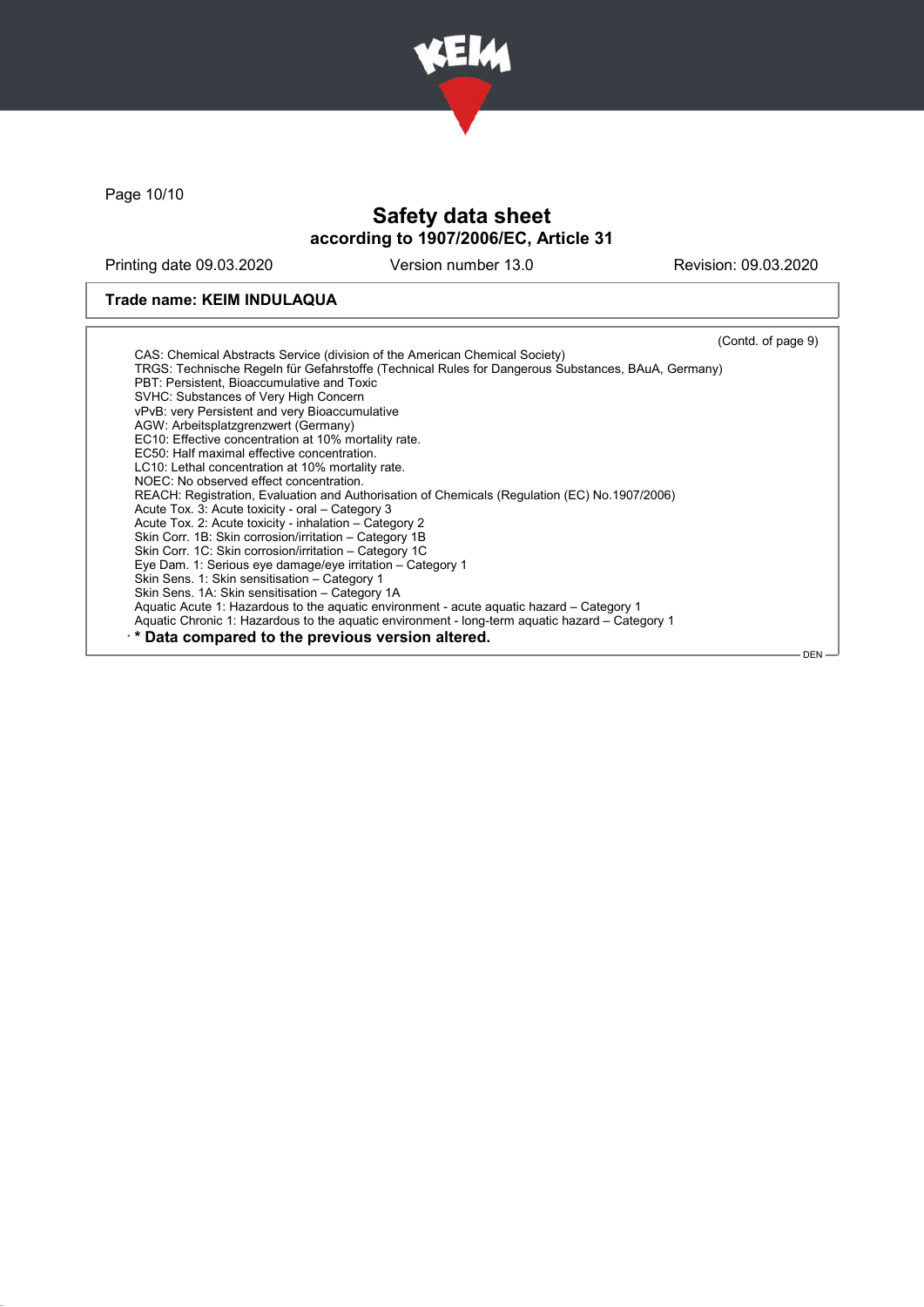# Safety data sheet
## according to 1907/2006/EC, Article 31

Printing date 09.03.2020 Version number 13.0 Revision: 09.03.2020

**Trade name: KEIM INDULAQUA**

(Contd. of page 9)

CAS: Chemical Abstracts Service (division of the American Chemical Society)
TRGS: Technische Regeln für Gefahrstoffe (Technical Rules for Dangerous Substances, BAuA, Germany)
PBT: Persistent, Bioaccumulative and Toxic
SVHC: Substances of Very High Concern
vPvB: very Persistent and very Bioaccumulative
AGW: Arbeitsplatzgrenzwert (Germany)
EC10: Effective concentration at 10% mortality rate.
EC50: Half maximal effective concentration.
LC10: Lethal concentration at 10% mortality rate.
NOEC: No observed effect concentration.
REACH: Registration, Evaluation and Authorisation of Chemicals (Regulation (EC) No.1907/2006)
Acute Tox. 3: Acute toxicity - oral – Category 3
Acute Tox. 2: Acute toxicity - inhalation – Category 2
Skin Corr. 1B: Skin corrosion/irritation – Category 1B
Skin Corr. 1C: Skin corrosion/irritation – Category 1C
Eye Dam. 1: Serious eye damage/eye irritation – Category 1
Skin Sens. 1: Skin sensitisation – Category 1
Skin Sens. 1A: Skin sensitisation – Category 1A
Aquatic Acute 1: Hazardous to the aquatic environment - acute aquatic hazard – Category 1
Aquatic Chronic 1: Hazardous to the aquatic environment - long-term aquatic hazard – Category 1

· **\* Data compared to the previous version altered.**

DEN